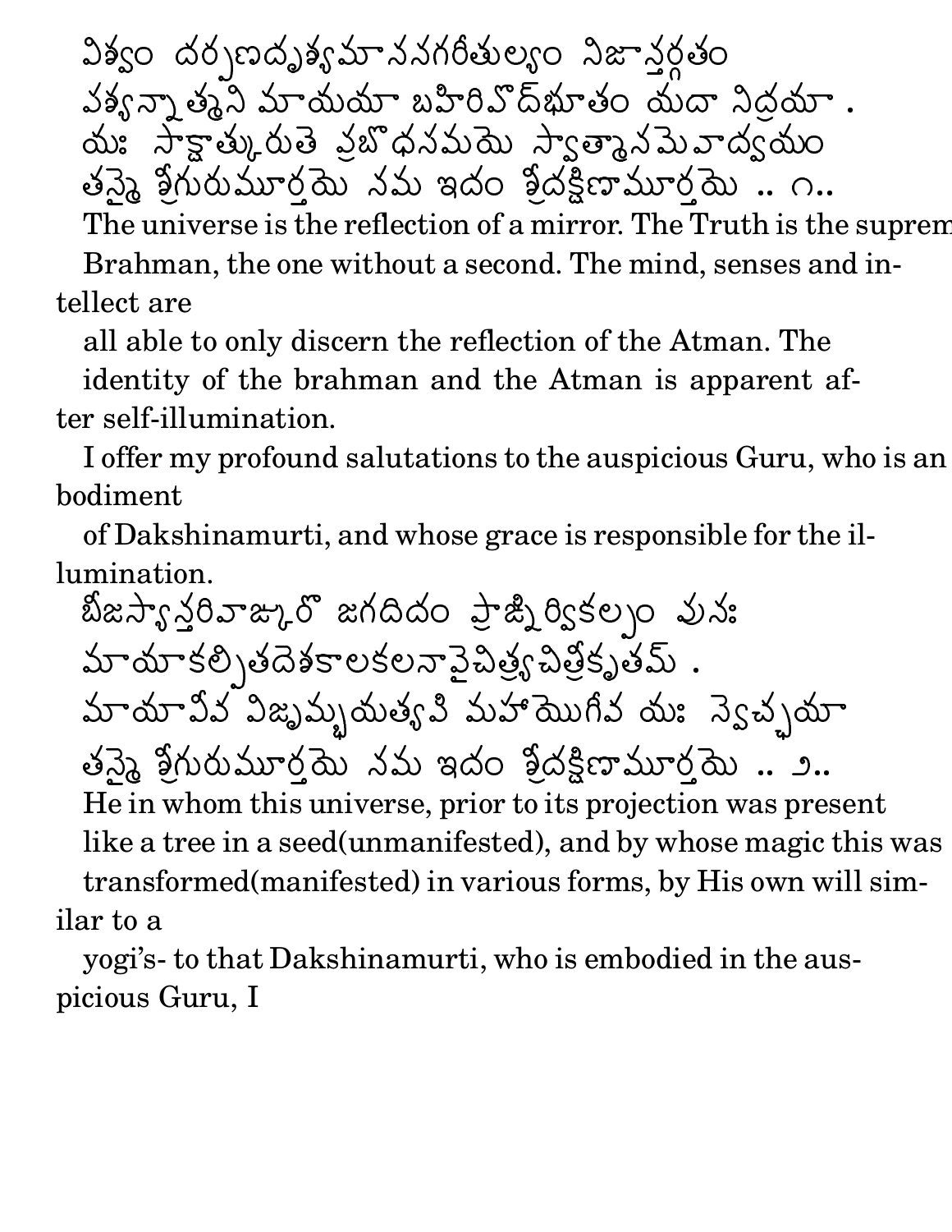విశ్వం దర్పణదృశ్యమాననగరీతుల్యం నిజాన్తర్గతం
పశ్యన్నాత్మని మాయయా బహిరివోద్భూతం యదా నిద్రయా .
యః సాక్షాత్కురుతే ప్రబోధసమయే స్వాత్మానమేవాద్వయం
తస్మై శ్రీగురుమూర్తయే నమ ఇదం శ్రీదక్షిణామూర్తయే .. ౧..

The universe is the reflection of a mirror. The Truth is the suprem Brahman, the one without a second. The mind, senses and intellect are all able to only discern the reflection of the Atman. The identity of the brahman and the Atman is apparent after self-illumination.

I offer my profound salutations to the auspicious Guru, who is an bodiment of Dakshinamurti, and whose grace is responsible for the illumination.

బీజస్యాన్తరివాఙ్కురో జగదిదం ప్రాఙ్నిర్వికల్పం పునః
మాయాకల్పితదేశకాలకలనావైచిత్ర్యచిత్రీకృతమ్ .
మాయావీవ విజృమ్భయత్యపి మహాయోగీవ యః స్వేచ్ఛయా
తస్మై శ్రీగురుమూర్తయే నమ ఇదం శ్రీదక్షిణామూర్తయే .. ౨..

He in whom this universe, prior to its projection was present like a tree in a seed(unmanifested), and by whose magic this was transformed(manifested) in various forms, by His own will similar to a yogi's- to that Dakshinamurti, who is embodied in the auspicious Guru, I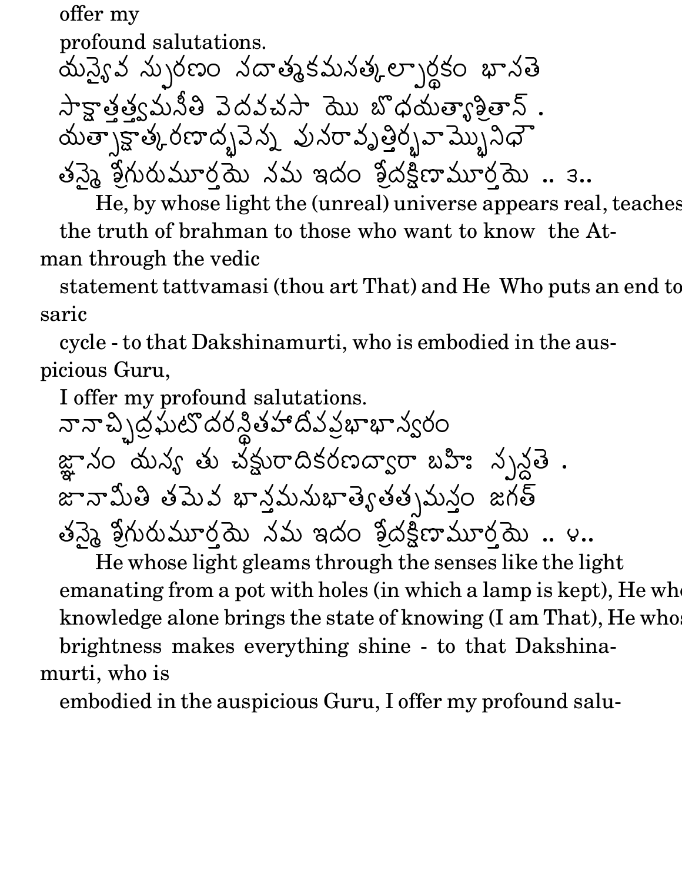offer my
profound salutations.

యస్యైవ స్ఫురణం సదాత్మకమసత్కల్పార్థకం భాసతే
సాక్షాత్తత్త్వమసీతి వేదవచసా యో బోధయత్యాశ్రితాన్ .
యత్సాక్షాత్కరణాద్భవేన్న పునరావృత్తిర్భవాంభోనిధౌ
తస్మై శ్రీగురుమూర్తయే నమ ఇదం శ్రీదక్షిణామూర్తయే .. ३..

He, by whose light the (unreal) universe appears real, teaches the truth of brahman to those who want to know the Atman through the vedic statement tattvamasi (thou art That) and He Who puts an end to saric cycle - to that Dakshinamurti, who is embodied in the auspicious Guru, I offer my profound salutations.

నానాచ్ఛిద్రఘటోదరస్థితమహాదీపప్రభాభాస్వరం
జ్ఞానం యస్య తు చక్షురాదికరణద్వారా బహిః స్పందతే .
జానామీతి తమేవ భాంతమనుభాత్యేతత్సమస్తం జగత్
తస్మై శ్రీగురుమూర్తయే నమ ఇదం శ్రీదక్షిణామూర్తయే .. ४..

He whose light gleams through the senses like the light emanating from a pot with holes (in which a lamp is kept), He whose knowledge alone brings the state of knowing (I am That), He whose brightness makes everything shine - to that Dakshinamurti, who is embodied in the auspicious Guru, I offer my profound salu-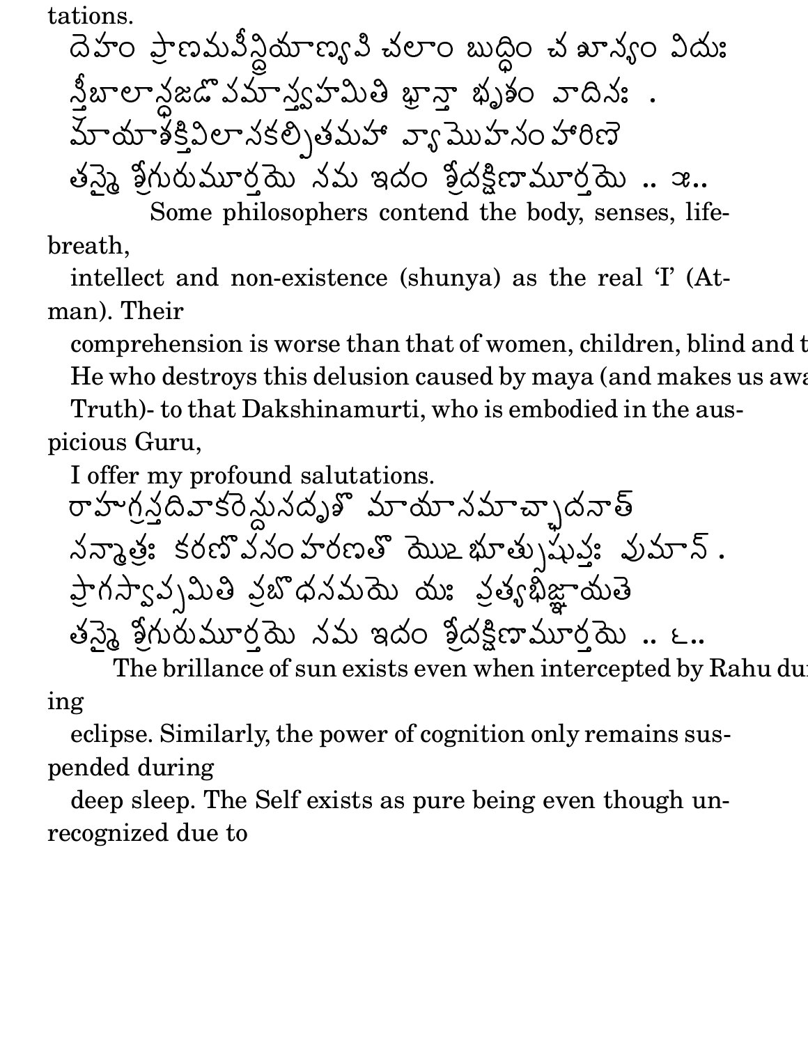tations.

దెహం ప్రాణమపీన్ద్రియాణ్యపి చలాం బుద్ధిం చ శూన్యం విదుః
స్త్రీబాలాన్ధజడోపమాస్త్వహమితి భ్రాన్తా భృశం వాదినః .
మాయాశక్తివిలాసకల్పితమహా వ్యామొహసంహారిణె
తస్మై శ్రీగురుమూర్తయె నమ ఇదం శ్రీదక్షిణామూర్తయె .. ౫..

Some philosophers contend the body, senses, life-breath,
intellect and non-existence (shunya) as the real 'I' (Atman). Their
comprehension is worse than that of women, children, blind and t
He who destroys this delusion caused by maya (and makes us awa
Truth)- to that Dakshinamurti, who is embodied in the auspicious Guru,
I offer my profound salutations.

రాహుగ్రస్తదివాకరెన్దుసదృశొ మాయాసమాచ్ఛాదనాత్
సన్మాత్రః కరణొపసంహరణతొ యొఽభూత్సుషుప్తః పుమాన్ .
ప్రాగస్వాప్సమితి ప్రబొధసమయె యః ప్రత్యభిజ్ఞాయతె
తస్మై శ్రీగురుమూర్తయె నమ ఇదం శ్రీదక్షిణామూర్తయె .. ౬..

The brillance of sun exists even when intercepted by Rahu during
eclipse. Similarly, the power of cognition only remains suspended during
deep sleep. The Self exists as pure being even though unrecognized due to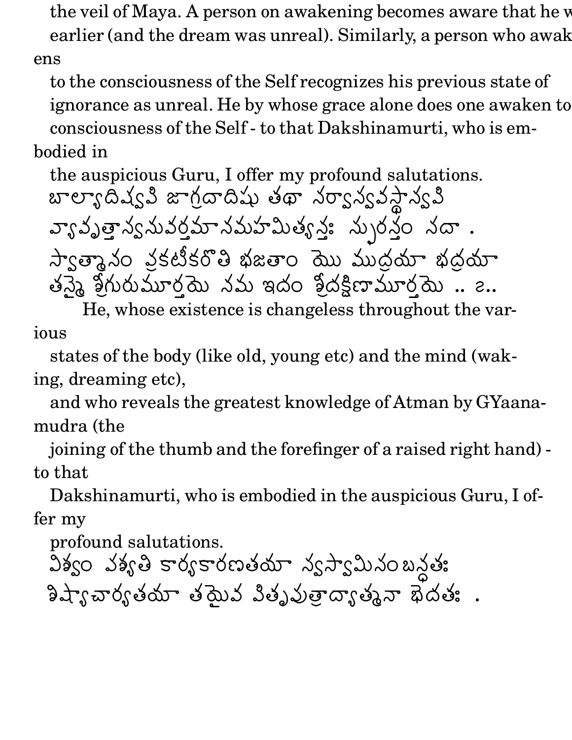the veil of Maya. A person on awakening becomes aware that he w earlier (and the dream was unreal). Similarly, a person who awakens to the consciousness of the Self recognizes his previous state of ignorance as unreal. He by whose grace alone does one awaken to consciousness of the Self - to that Dakshinamurti, who is embodied in the auspicious Guru, I offer my profound salutations.

బాల్యాదిష్వపి జాగ్రదాదిషు తథా సర్వాస్వవస్థాస్వపి
వ్యావృత్తాస్వనువర్తమానమహమిత్యన్తః స్ఫురన్తం సదా .
స్వాత్మానం ప్రకటీకరోతి భజతాం యో ముద్రయా భద్రయా
తస్మై శ్రీగురుమూర్తయే నమ ఇదం శ్రీదక్షిణామూర్తయే .. ౭..

He, whose existence is changeless throughout the various states of the body (like old, young etc) and the mind (waking, dreaming etc), and who reveals the greatest knowledge of Atman by GYaanamudra (the joining of the thumb and the forefinger of a raised right hand) - to that Dakshinamurti, who is embodied in the auspicious Guru, I offer my profound salutations.

విశ్వం పశ్యతి కార్యకారణతయా స్వస్వామిసంబన్ధతః
శిష్యాచార్యతయా తథైవ పితృపుత్రాద్యాత్మనా భేదతః .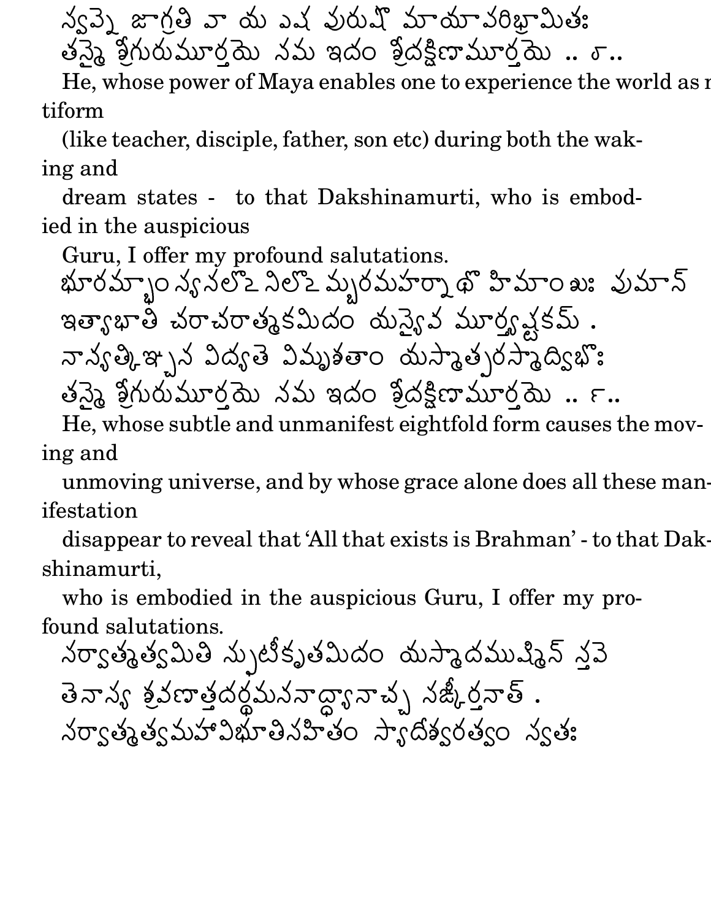స్వప్నే జాగ్రతి వా య ఎష పురుషో మాయాపరిభ్రామితః
తస్మై శ్రీగురుమూర్తయే నమ ఇదం శ్రీదక్షిణామూర్తయే .. ౮..

He, whose power of Maya enables one to experience the world as multiform
(like teacher, disciple, father, son etc) during both the waking and
dream states - to that Dakshinamurti, who is embodied in the auspicious
Guru, I offer my profound salutations.

భూరమ్భాంస్యనలోఽనిలోఽమ్బరమహర్నాథో హిమాంశుః పుమాన్
ఇత్యాభాతి చరాచరాత్మకమిదం యస్యైవ మూర్త్యష్టకమ్ .
నాన్యత్కిఞ్చన విద్యతే విమృశతాం యస్మాత్పరస్మాద్విభోః
తస్మై శ్రీగురుమూర్తయే నమ ఇదం శ్రీదక్షిణామూర్తయే .. ౯..

He, whose subtle and unmanifest eightfold form causes the moving and
unmoving universe, and by whose grace alone does all these manifestation
disappear to reveal that 'All that exists is Brahman' - to that Dakshinamurti,
who is embodied in the auspicious Guru, I offer my profound salutations.

సర్వాత్మత్వమితి స్ఫుటీకృతమిదం యస్మాదముష్మిన్ స్తవే
తేనాస్య శ్రవణాత్తదర్థమననాద్ధ్యానాచ్చ సఙ్కీర్తనాత్ .
సర్వాత్మత్వమహావిభూతిసహితం స్యాదీశ్వరత్వం స్వతః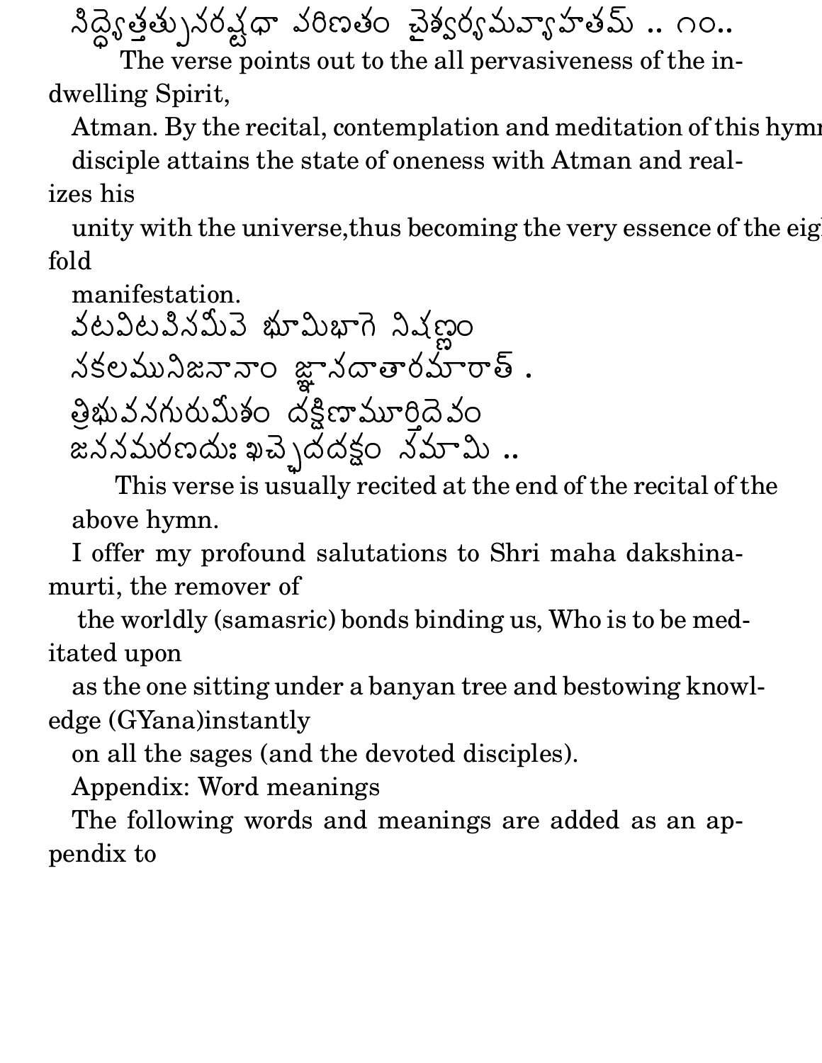సిద్ధ్యేత్తత్పునరష్టధా పరిణతం చైశ్వర్యమవ్యాహతమ్ .. ౧౦..

The verse points out to the all pervasiveness of the indwelling Spirit, Atman. By the recital, contemplation and meditation of this hymn disciple attains the state of oneness with Atman and realizes his unity with the universe,thus becoming the very essence of the eightfold manifestation.

వటవిటపిసమీపె భూమిభాగె నిషణ్ణం
సకలమునిజనానాం జ్ఞానదాతారమారాత్ .
త్రిభువనగురుమీశం దక్షిణామూర్తిదెవం
జననమరణదుఃఖచ్ఛెదదక్షం నమామి ..

This verse is usually recited at the end of the recital of the above hymn.

I offer my profound salutations to Shri maha dakshinamurti, the remover of the worldly (samasric) bonds binding us, Who is to be meditated upon as the one sitting under a banyan tree and bestowing knowledge (GYana)instantly on all the sages (and the devoted disciples).

Appendix: Word meanings

The following words and meanings are added as an appendix to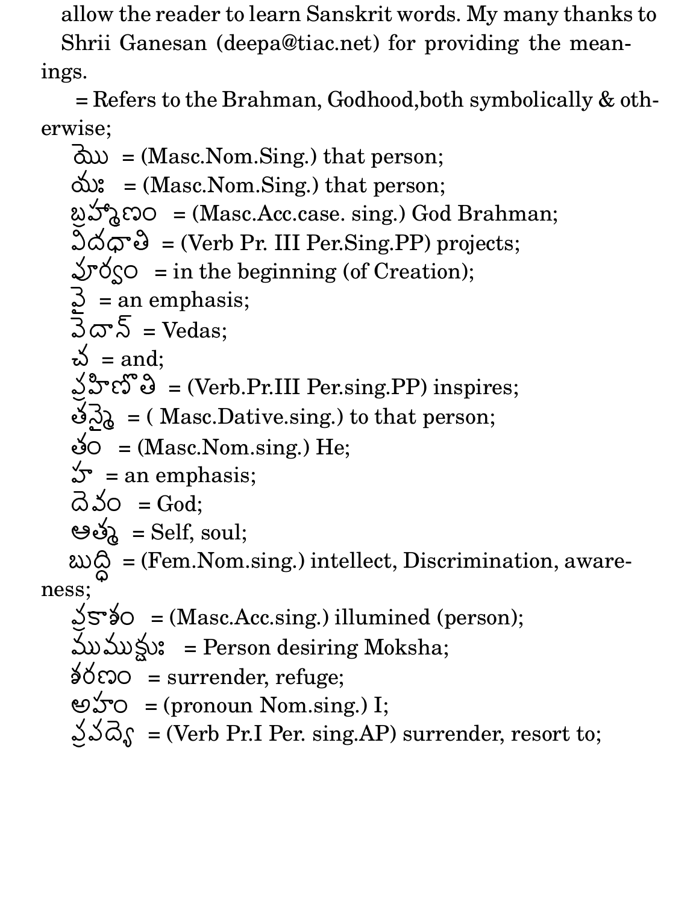allow the reader to learn Sanskrit words. My many thanks to Shrii Ganesan (deepa@tiac.net) for providing the meanings.

= Refers to the Brahman, Godhood,both symbolically & otherwise;

యొ = (Masc.Nom.Sing.) that person;

యః = (Masc.Nom.Sing.) that person;

బ్రహ్మాణం = (Masc.Acc.case. sing.) God Brahman;

విదధాతి = (Verb Pr. III Per.Sing.PP) projects;

పూర్వం = in the beginning (of Creation);

వై = an emphasis;

వెదాన్ = Vedas;

చ = and;

ప్రహిణోతి = (Verb.Pr.III Per.sing.PP) inspires;

తస్మై = ( Masc.Dative.sing.) to that person;

తం = (Masc.Nom.sing.) He;

హ = an emphasis;

దెవం = God;

ఆత్మ = Self, soul;

బుద్ధి = (Fem.Nom.sing.) intellect, Discrimination, awareness;

ప్రకాశం = (Masc.Acc.sing.) illumined (person);

ముముక్షుః = Person desiring Moksha;

శరణం = surrender, refuge;

అహం = (pronoun Nom.sing.) I;

ప్రపద్యె = (Verb Pr.I Per. sing.AP) surrender, resort to;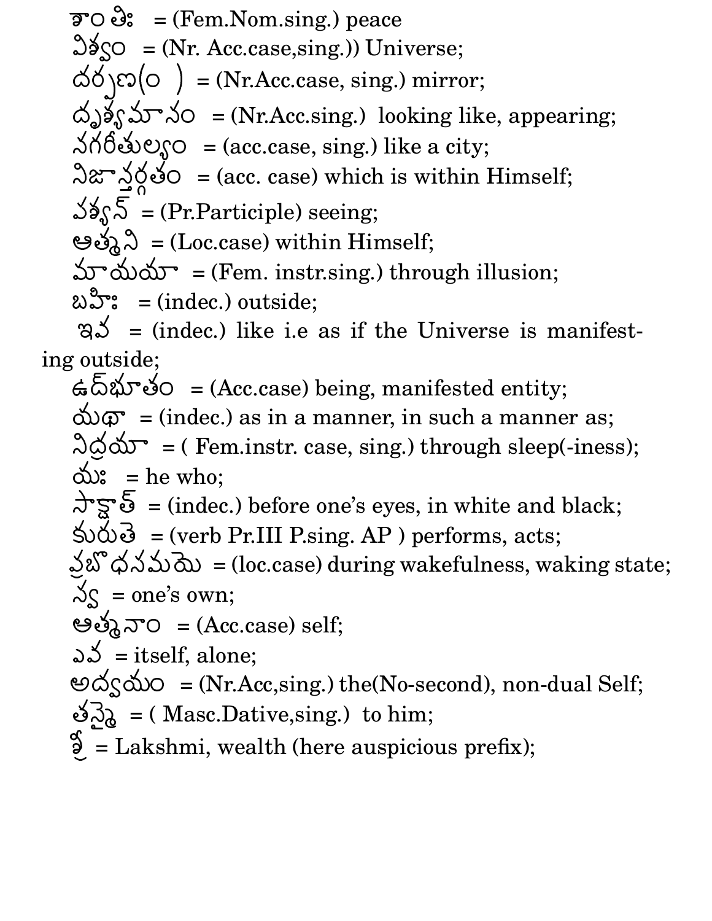శాంతిః = (Fem.Nom.sing.) peace

విశ్వం = (Nr. Acc.case,sing.)) Universe;

దర్పణ(ం ) = (Nr.Acc.case, sing.) mirror;

దృశ్యమానం = (Nr.Acc.sing.) looking like, appearing;

నగరీతుల్యం = (acc.case, sing.) like a city;

నిజాన్తర్గతం = (acc. case) which is within Himself;

పశ్యన్ = (Pr.Participle) seeing;

ఆత్మని = (Loc.case) within Himself;

మాయయా = (Fem. instr.sing.) through illusion;

బహిః = (indec.) outside;

ఇవ = (indec.) like i.e as if the Universe is manifesting outside;

ఉద్భూతం = (Acc.case) being, manifested entity;

యథా = (indec.) as in a manner, in such a manner as;

నిద్రయా = ( Fem.instr. case, sing.) through sleep(-iness);

యః = he who;

సాక్షాత్ = (indec.) before one's eyes, in white and black;

కురుతే = (verb Pr.III P.sing. AP ) performs, acts;

ప్రబోధసమయె = (loc.case) during wakefulness, waking state;

స్వ = one's own;

ఆత్మానాం = (Acc.case) self;

ఎవ = itself, alone;

అద్వయం = (Nr.Acc,sing.) the(No-second), non-dual Self;

తస్మై = ( Masc.Dative,sing.) to him;

శ్రీ = Lakshmi, wealth (here auspicious prefix);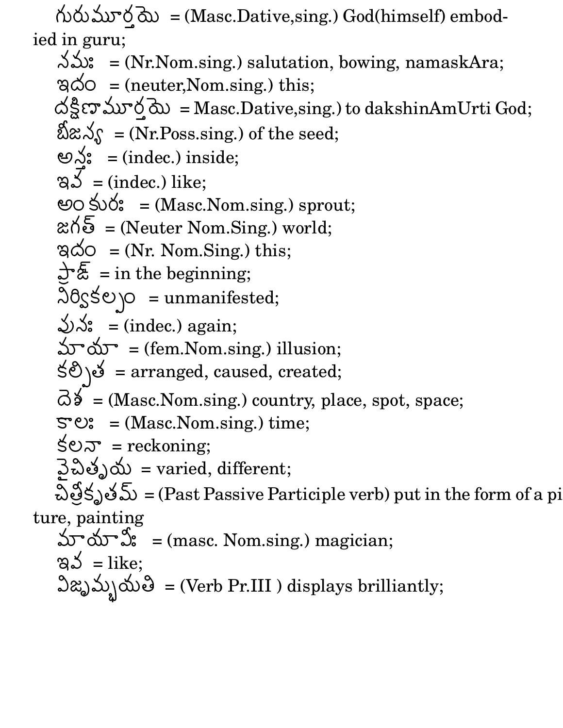గురుమూర్తయె = (Masc.Dative,sing.) God(himself) embodied in guru;

నమః = (Nr.Nom.sing.) salutation, bowing, namaskAra;

ఇదం = (neuter,Nom.sing.) this;

దక్షిణామూర్తయె = Masc.Dative,sing.) to dakshinAmUrti God;

బీజస్య = (Nr.Poss.sing.) of the seed;

అన్తః = (indec.) inside;

ఇవ = (indec.) like;

అంకురః = (Masc.Nom.sing.) sprout;

జగత్ = (Neuter Nom.Sing.) world;

ఇదం = (Nr. Nom.Sing.) this;

ప్రాక్ = in the beginning;

నిర్వికల్పం = unmanifested;

పునః = (indec.) again;

మాయా = (fem.Nom.sing.) illusion;

కల్పిత = arranged, caused, created;

దెశ = (Masc.Nom.sing.) country, place, spot, space;

కాలః = (Masc.Nom.sing.) time;

కలనా = reckoning;

వైచిత్ర్యయ = varied, different;

చిత్రీకృతమ్ = (Past Passive Participle verb) put in the form of a picture, painting

మాయావీః = (masc. Nom.sing.) magician;

ఇవ = like;

విజృమ్భయతి = (Verb Pr.III ) displays brilliantly;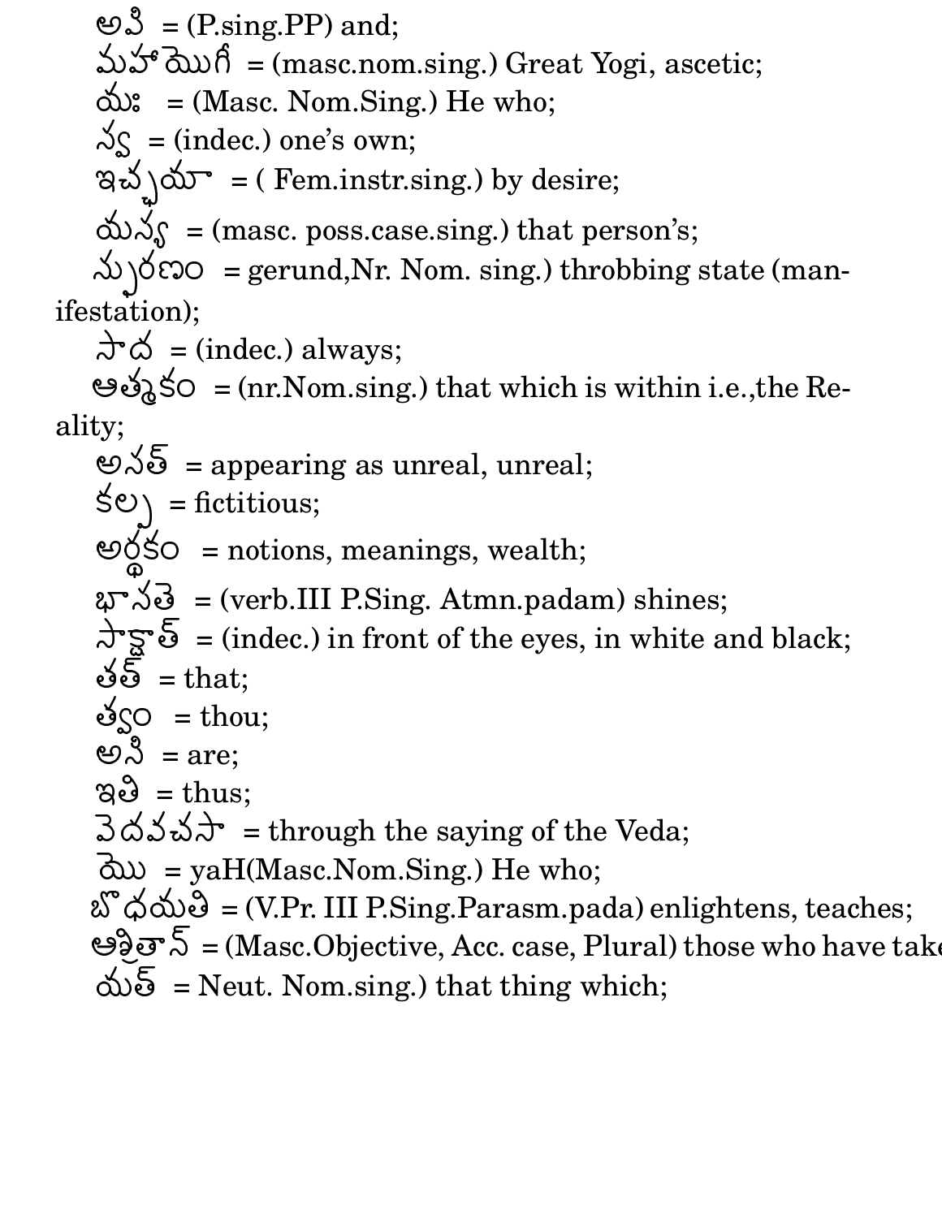అపి = (P.sing.PP) and;
మహాయోగీ = (masc.nom.sing.) Great Yogi, ascetic;
యః = (Masc. Nom.Sing.) He who;
స్వ = (indec.) one's own;
ఇచ్ఛయా = ( Fem.instr.sing.) by desire;
యస్య = (masc. poss.case.sing.) that person's;
స్ఫురణం = gerund,Nr. Nom. sing.) throbbing state (manifestation);
సాద = (indec.) always;
ఆత్మకం = (nr.Nom.sing.) that which is within i.e.,the Reality;
అసత్ = appearing as unreal, unreal;
కల్ప = fictitious;
అర్థకం = notions, meanings, wealth;
భాసతె = (verb.III P.Sing. Atmn.padam) shines;
సాక్షాత్ = (indec.) in front of the eyes, in white and black;
తత్ = that;
త్వం = thou;
అసి = are;
ఇతి = thus;
వెదవచసా = through the saying of the Veda;
యొ = yaH(Masc.Nom.Sing.) He who;
బొధయతి = (V.Pr. III P.Sing.Parasm.pada) enlightens, teaches;
ఆశ్రితాన్ = (Masc.Objective, Acc. case, Plural) those who have take
యత్ = Neut. Nom.sing.) that thing which;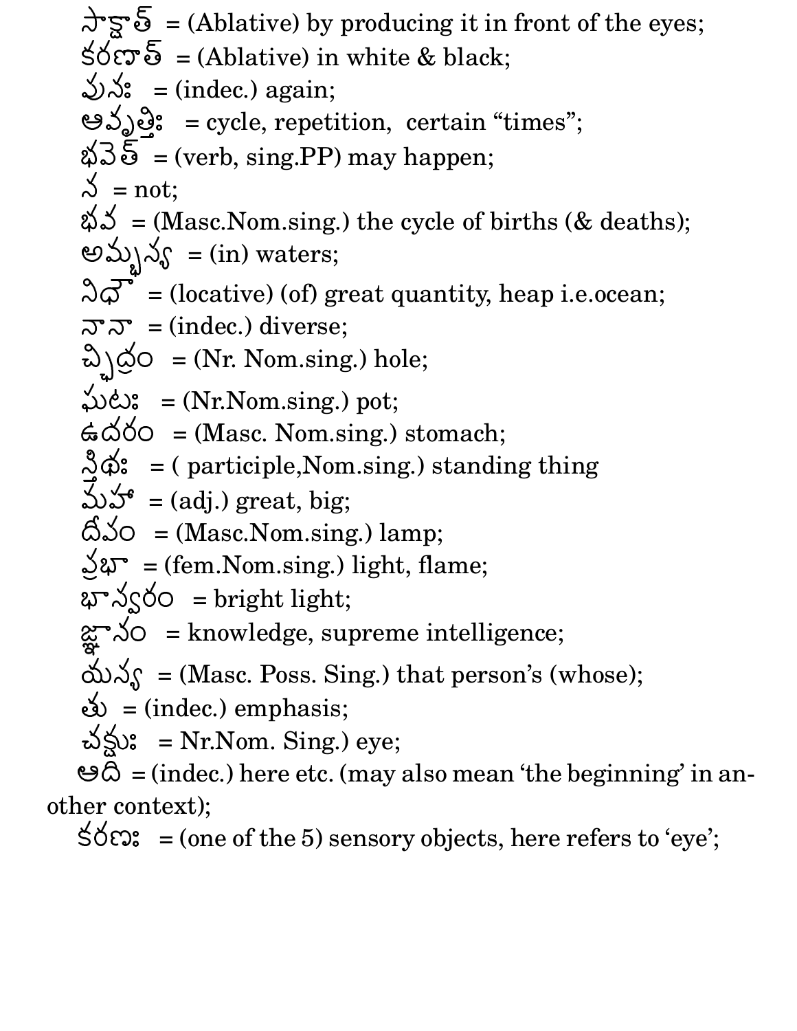సాక్షాత్ = (Ablative) by producing it in front of the eyes;
కరణాత్ = (Ablative) in white & black;
పునః = (indec.) again;
ఆవృత్తిః = cycle, repetition, certain “times”;
భవేత్ = (verb, sing.PP) may happen;
న = not;
భవ = (Masc.Nom.sing.) the cycle of births (& deaths);
అమ్బున్య = (in) waters;
నిధౌ = (locative) (of) great quantity, heap i.e.ocean;
నానా = (indec.) diverse;
ఛిద్రం = (Nr. Nom.sing.) hole;
ఘటః = (Nr.Nom.sing.) pot;
ఉదరం = (Masc. Nom.sing.) stomach;
స్థిథః = ( participle,Nom.sing.) standing thing
మహా = (adj.) great, big;
దీపం = (Masc.Nom.sing.) lamp;
ప్రభా = (fem.Nom.sing.) light, flame;
భాస్వరం = bright light;
జ్ఞానం = knowledge, supreme intelligence;
యస్య = (Masc. Poss. Sing.) that person's (whose);
తు = (indec.) emphasis;
చక్షుః = Nr.Nom. Sing.) eye;
ఆది = (indec.) here etc. (may also mean ‘the beginning’ in another context);
కరణః = (one of the 5) sensory objects, here refers to ‘eye’;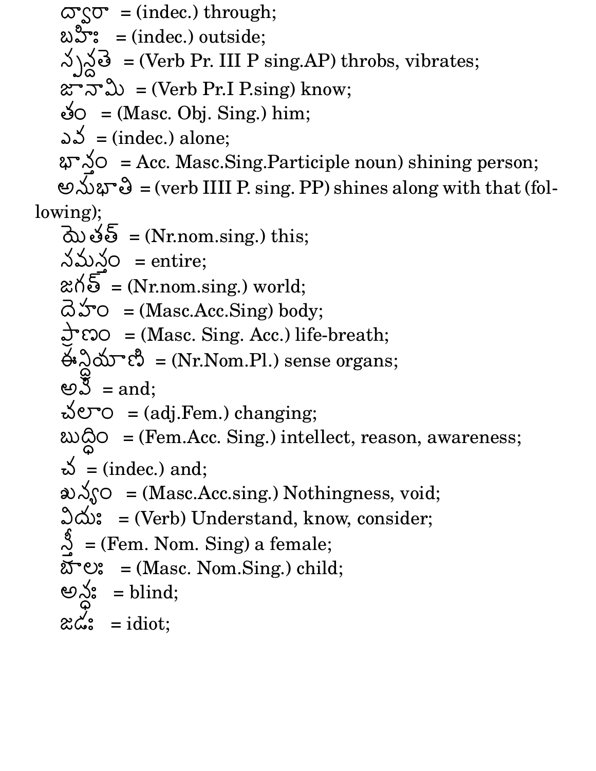ద్వారా = (indec.) through;

బహిః = (indec.) outside;

స్పన్దతే = (Verb Pr. III P sing.AP) throbs, vibrates;

జానామి = (Verb Pr.I P.sing) know;

తం = (Masc. Obj. Sing.) him;

ఎవ = (indec.) alone;

భాన్తం = Acc. Masc.Sing.Participle noun) shining person;

అనుభాతి = (verb IIII P. sing. PP) shines along with that (following);

యెతత్ = (Nr.nom.sing.) this;

సమస్తం = entire;

జగత్ = (Nr.nom.sing.) world;

దెహం = (Masc.Acc.Sing) body;

ప్రాణం = (Masc. Sing. Acc.) life-breath;

ఈన్ద్రియాణి = (Nr.Nom.Pl.) sense organs;

అపి = and;

చలాం = (adj.Fem.) changing;

బుద్ధిం = (Fem.Acc. Sing.) intellect, reason, awareness;

చ = (indec.) and;

ఖన్యం = (Masc.Acc.sing.) Nothingness, void;

విదుః = (Verb) Understand, know, consider;

స్త్రీ = (Fem. Nom. Sing) a female;

బాలః = (Masc. Nom.Sing.) child;

అన్ధః = blind;

జడః = idiot;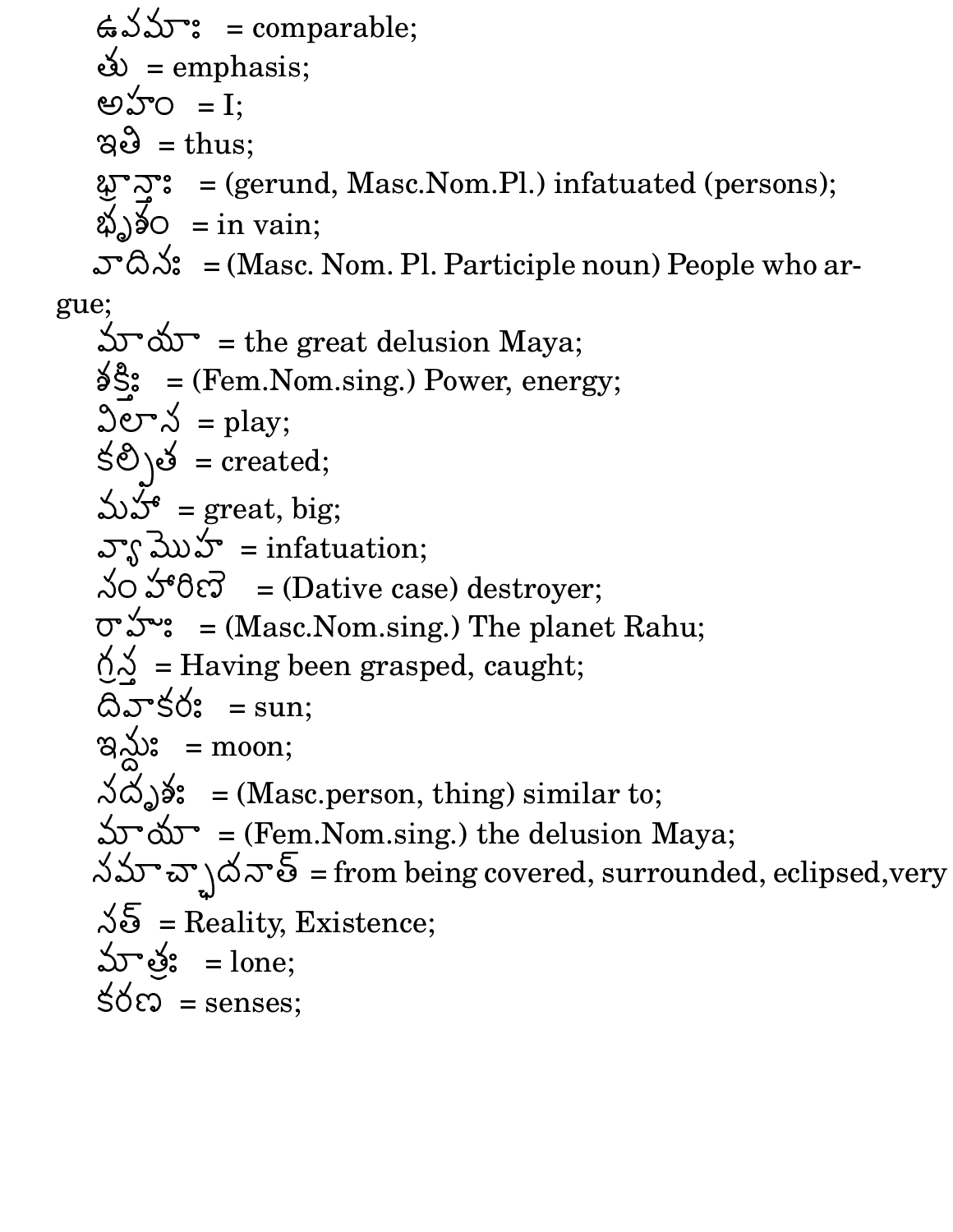ఉపమాః = comparable;
తు = emphasis;
అహం = I;
ఇతి = thus;
భ్రాన్తాః = (gerund, Masc.Nom.Pl.) infatuated (persons);
భృశం = in vain;
వాదినః = (Masc. Nom. Pl. Participle noun) People who argue;
మాయా = the great delusion Maya;
శక్తిః = (Fem.Nom.sing.) Power, energy;
విలాస = play;
కల్పిత = created;
మహా = great, big;
వ్యామొహ = infatuation;
సంహారిణె = (Dative case) destroyer;
రాహుః = (Masc.Nom.sing.) The planet Rahu;
గ్రస్త = Having been grasped, caught;
దివాకరః = sun;
ఇన్దుః = moon;
సదృశః = (Masc.person, thing) similar to;
మాయా = (Fem.Nom.sing.) the delusion Maya;
సమాచ్ఛాదనాత్ = from being covered, surrounded, eclipsed,very
సత్ = Reality, Existence;
మాత్రః = lone;
కరణ = senses;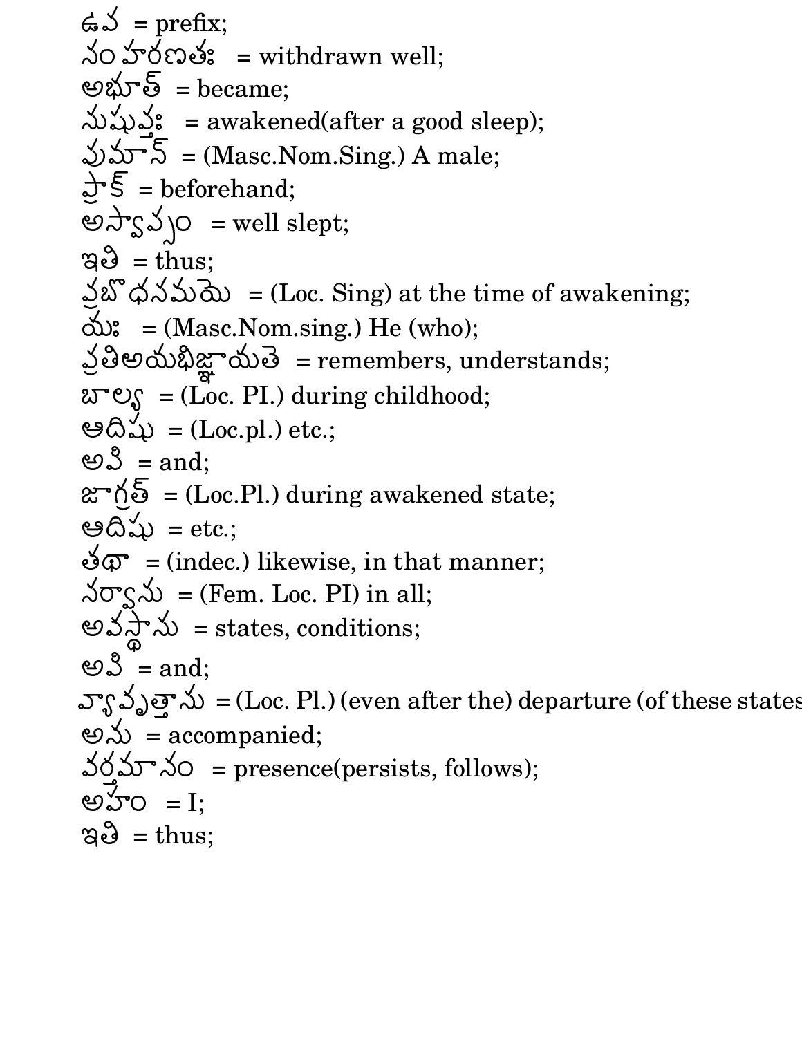ఉప = prefix;  
సంహరణతః = withdrawn well;  
అభూత్ = became;  
సుషుప్తః = awakened(after a good sleep);  
పుమాన్ = (Masc.Nom.Sing.) A male;  
ప్రాక్ = beforehand;  
అస్వాప్సం = well slept;  
ఇతి = thus;  
ప్రబోధసమయె = (Loc. Sing) at the time of awakening;  
యః = (Masc.Nom.sing.) He (who);  
ప్రతిఅయభిజ్ఞాయతె = remembers, understands;  
బాల్య = (Loc. PI.) during childhood;  
ఆదిషు = (Loc.pl.) etc.;  
అపి = and;  
జాగ్రత్ = (Loc.Pl.) during awakened state;  
ఆదిషు = etc.;  
తథా = (indec.) likewise, in that manner;  
సర్వాసు = (Fem. Loc. PI) in all;  
అవస్థాసు = states, conditions;  
అపి = and;  
వ్యావృత్తాసు = (Loc. Pl.) (even after the) departure (of these states  
అను = accompanied;  
వర్తమానం = presence(persists, follows);  
అహం = I;  
ఇతి = thus;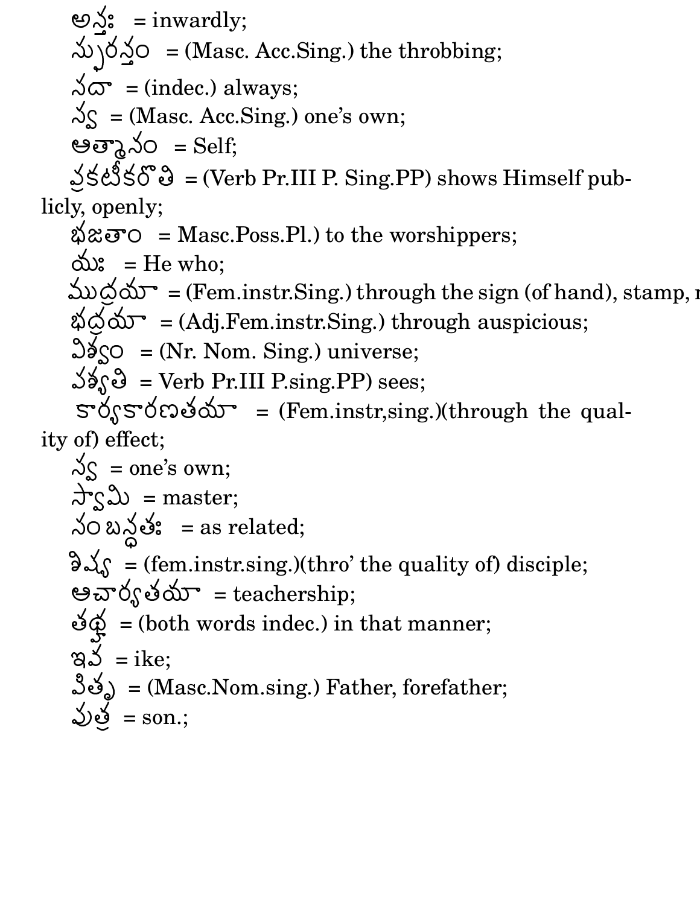అన్తః = inwardly;

స్ఫురన్తం = (Masc. Acc.Sing.) the throbbing;

సదా = (indec.) always;

స్వ = (Masc. Acc.Sing.) one's own;

ఆత్మానం = Self;

ప్రకటీకరోతి = (Verb Pr.III P. Sing.PP) shows Himself publicly, openly;

భజతాం = Masc.Poss.Pl.) to the worshippers;

యః = He who;

ముద్రయా = (Fem.instr.Sing.) through the sign (of hand), stamp, r

భద్రయా = (Adj.Fem.instr.Sing.) through auspicious;

విశ్వం = (Nr. Nom. Sing.) universe;

పశ్యతి = Verb Pr.III P.sing.PP) sees;

కార్యకారణతయా = (Fem.instr,sing.)(through the quality of) effect;

స్వ = one's own;

స్వామి = master;

సంబన్ధతః = as related;

శిష్య = (fem.instr.sing.)(thro' the quality of) disciple;

ఆచార్యతయా = teachership;

తథా = (both words indec.) in that manner;

ఇవ = ike;

పితృ = (Masc.Nom.sing.) Father, forefather;

పుత్ర = son.;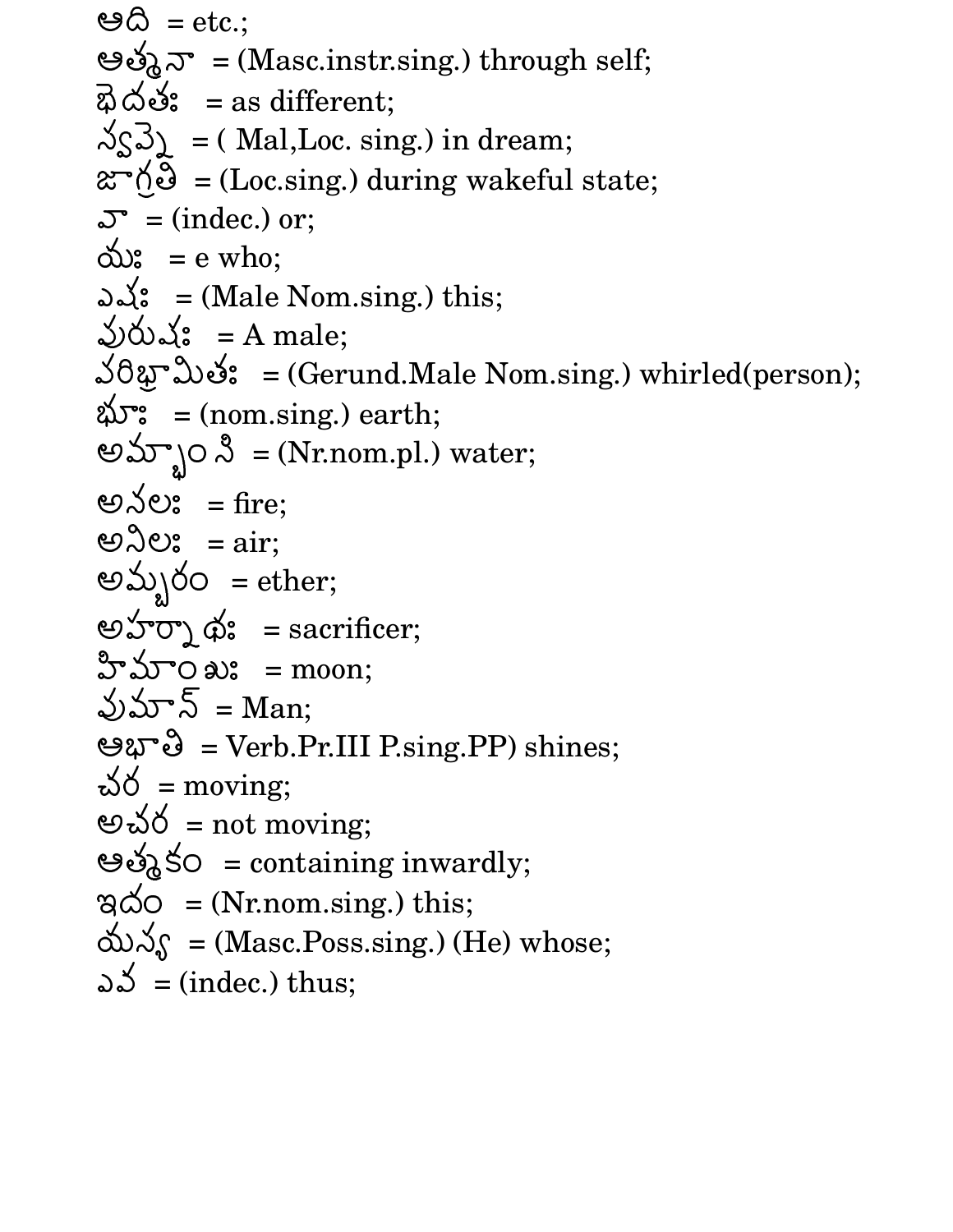ఆది = etc.;
ఆత్మనా = (Masc.instr.sing.) through self;
భేదతః = as different;
స్వప్నే = ( Mal,Loc. sing.) in dream;
జాగ్రతి = (Loc.sing.) during wakeful state;
వా = (indec.) or;
యః = e who;
ఏషః = (Male Nom.sing.) this;
పురుషః = A male;
పరిభ్రామితః = (Gerund.Male Nom.sing.) whirled(person);
భూః = (nom.sing.) earth;
అమ్భాంసి = (Nr.nom.pl.) water;
అనలః = fire;
అనిలః = air;
అమ్బరం = ether;
అహర్నాథః = sacrificer;
హిమాంశుః = moon;
పుమాన్ = Man;
ఆభాతి = Verb.Pr.III P.sing.PP) shines;
చర = moving;
అచర = not moving;
ఆత్మకం = containing inwardly;
ఇదం = (Nr.nom.sing.) this;
యస్య = (Masc.Poss.sing.) (He) whose;
ఏవ = (indec.) thus;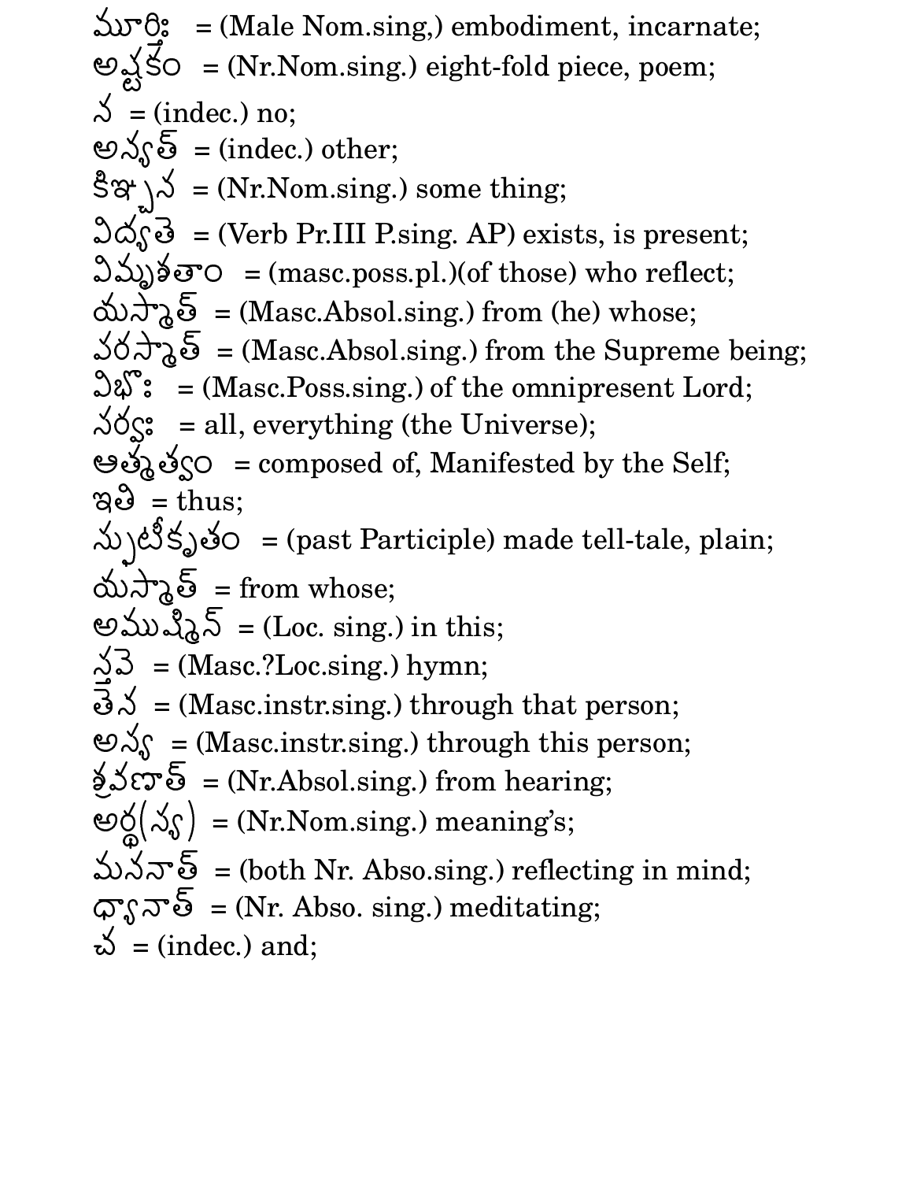మూర్తిః  = (Male Nom.sing,) embodiment, incarnate;
అష్టకం  = (Nr.Nom.sing.) eight-fold piece, poem;
న  = (indec.) no;
అన్యత్  = (indec.) other;
కిఞ్చన  = (Nr.Nom.sing.) some thing;
విద్యతె  = (Verb Pr.III P.sing. AP) exists, is present;
విమృశతాం  = (masc.poss.pl.)(of those) who reflect;
యస్మాత్  = (Masc.Absol.sing.) from (he) whose;
వరస్మాత్  = (Masc.Absol.sing.) from the Supreme being;
విభోః  = (Masc.Poss.sing.) of the omnipresent Lord;
సర్వః  = all, everything (the Universe);
ఆత్మత్వం  = composed of, Manifested by the Self;
ఇతి  = thus;
స్ఫుటీకృతం  = (past Participle) made tell-tale, plain;
యస్మాత్  = from whose;
అముష్మిన్  = (Loc. sing.) in this;
స్తవె  = (Masc.?Loc.sing.) hymn;
తెన  = (Masc.instr.sing.) through that person;
అస్య  = (Masc.instr.sing.) through this person;
శ్రవణాత్  = (Nr.Absol.sing.) from hearing;
అర్థ(స్య)  = (Nr.Nom.sing.) meaning's;
మననాత్  = (both Nr. Abso.sing.) reflecting in mind;
ధ్యానాత్  = (Nr. Abso. sing.) meditating;
చ  = (indec.) and;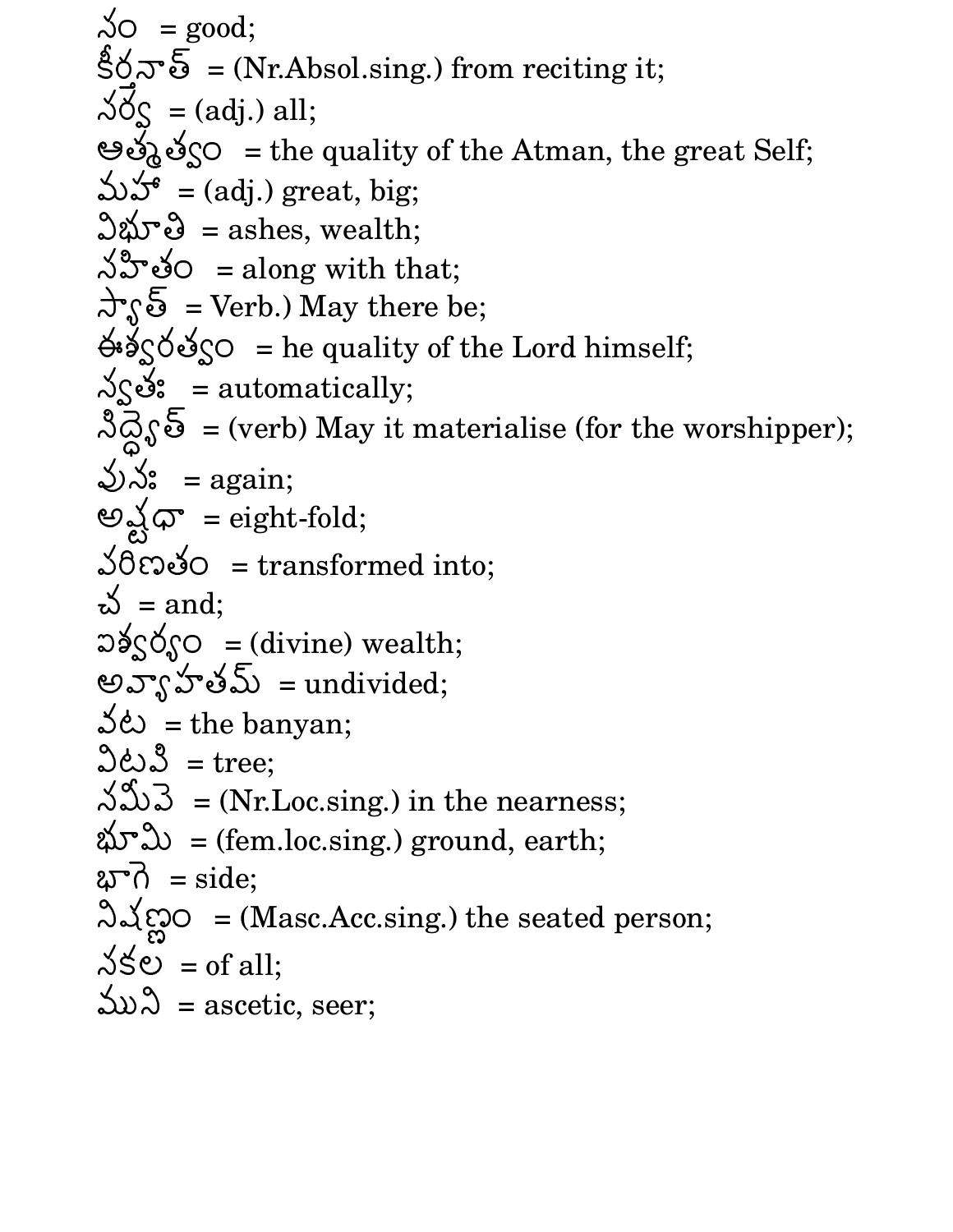సం  = good;
కీర్తనాత్  = (Nr.Absol.sing.) from reciting it;
సర్వ  = (adj.) all;
ఆత్మత్వం  = the quality of the Atman, the great Self;
మహా  = (adj.) great, big;
విభూతి  = ashes, wealth;
సహితం  = along with that;
స్యాత్  = Verb.) May there be;
ఈశ్వరత్వం  = he quality of the Lord himself;
స్వతః  = automatically;
సిద్ధ్యేత్  = (verb) May it materialise (for the worshipper);
పునః  = again;
అష్టధా  = eight-fold;
పరిణతం  = transformed into;
చ  = and;
ఐశ్వర్యం  = (divine) wealth;
అవ్యాహతమ్  = undivided;
వట  = the banyan;
విటపి  = tree;
సమీపె  = (Nr.Loc.sing.) in the nearness;
భూమి  = (fem.loc.sing.) ground, earth;
భాగె  = side;
నిషణ్ణం  = (Masc.Acc.sing.) the seated person;
సకల  = of all;
ముని  = ascetic, seer;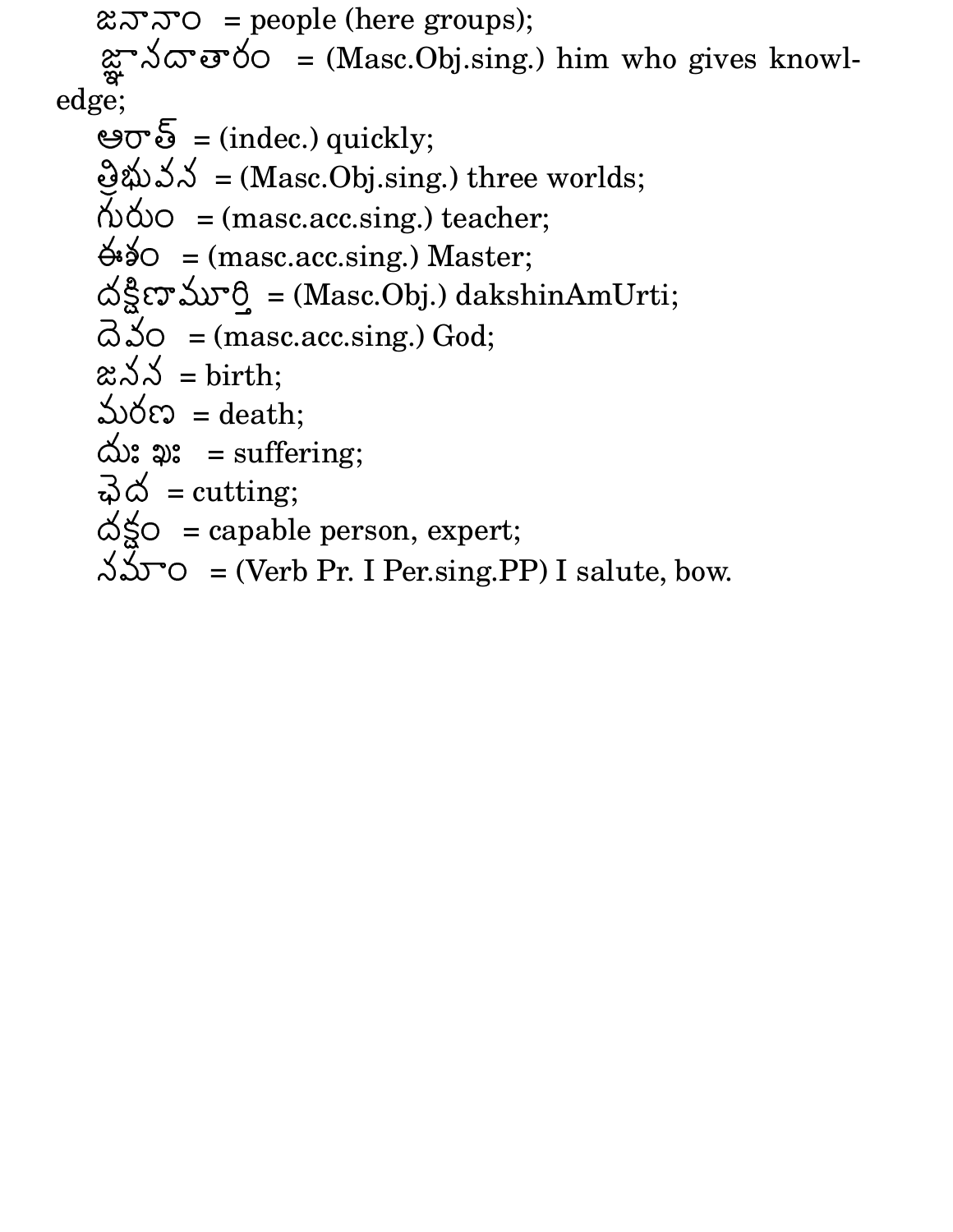జనానాం = people (here groups);

జ్ఞానదాతారం = (Masc.Obj.sing.) him who gives knowledge;

ఆరాత్ = (indec.) quickly;

త్రిభువన = (Masc.Obj.sing.) three worlds;

గురుం = (masc.acc.sing.) teacher;

ఈశం = (masc.acc.sing.) Master;

దక్షిణామూర్తి = (Masc.Obj.) dakshinAmUrti;

దెవం = (masc.acc.sing.) God;

జనన = birth;

మరణ = death;

దుః ఖః = suffering;

ఛెద = cutting;

దక్షం = capable person, expert;

నమాం = (Verb Pr. I Per.sing.PP) I salute, bow.